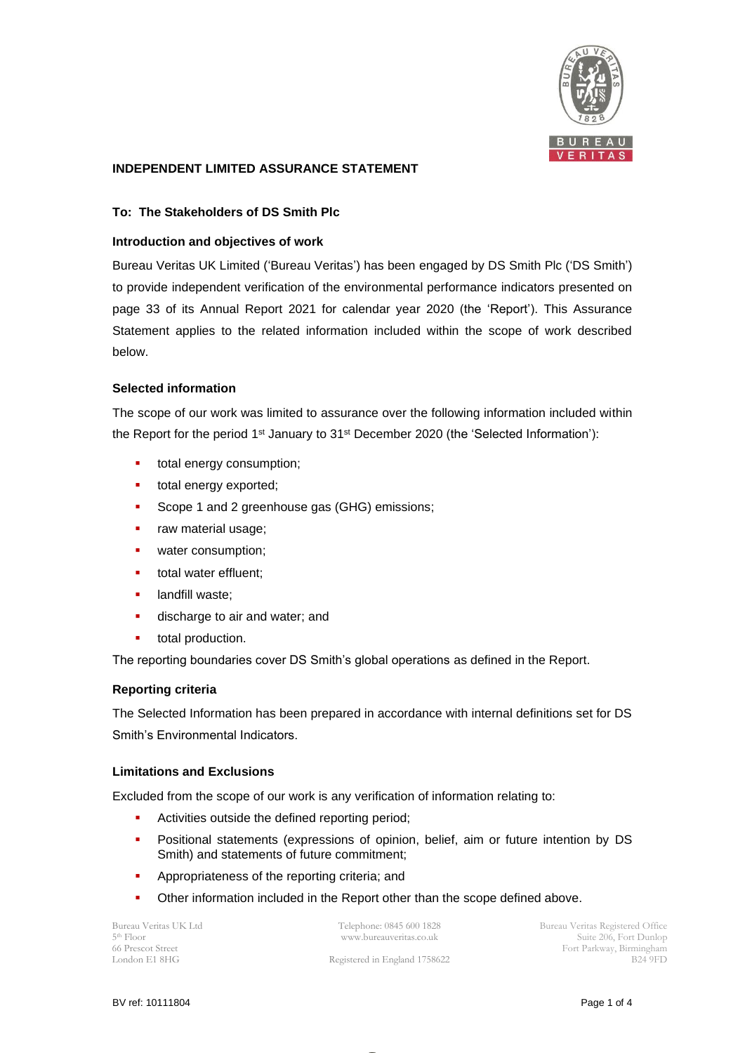# INDEPENDENT LIMITED ASSURANCE STATEMENT

**To: The Stakeholders of DS Smith Plc**

## Introduction and objectives of work

Bureau Veritas UK Limited ('Bureau Veritas') has been engaged by DS Smith Plc ('DS Smith') to provide independent verification of the environmental performance indicators presented on page 33 of its Annual Report 2021 for calendar year 2020 (the 'Report'). This Assurance Statement applies to the related information included within the scope of work described below.

## Selected information

The scope of our work was limited to assurance over the following information included within the Report for the period 1st January to 31st December 2020 (the 'Selected Information'):

- total energy consumption;
- total energy exported;
- Scope 1 and 2 greenhouse gas (GHG) emissions;
- raw material usage;
- water consumption;
- total water effluent;
- landfill waste;
- discharge to air and water; and
- total production.

The reporting boundaries cover DS Smith's global operations as defined in the Report.

## Reporting criteria

The Selected Information has been prepared in accordance with internal definitions set for DS Smith's Environmental Indicators.

## Limitations and Exclusions

Excluded from the scope of our work is any verification of information relating to:

- Activities outside the defined reporting period;
- Positional statements (expressions of opinion, belief, aim or future intention by DS Smith) and statements of future commitment;
- Appropriateness of the reporting criteria; and
- Other information included in the Report other than the scope defined above.

Bureau Veritas UK Ltd
5th Floor
66 Prescot Street
London E1 8HG

Telephone: 0845 600 1828
www.bureauveritas.co.uk

Registered in England 1758622

Bureau Veritas Registered Office
Suite 206, Fort Dunlop
Fort Parkway, Birmingham
B24 9FD

BV ref: 10111804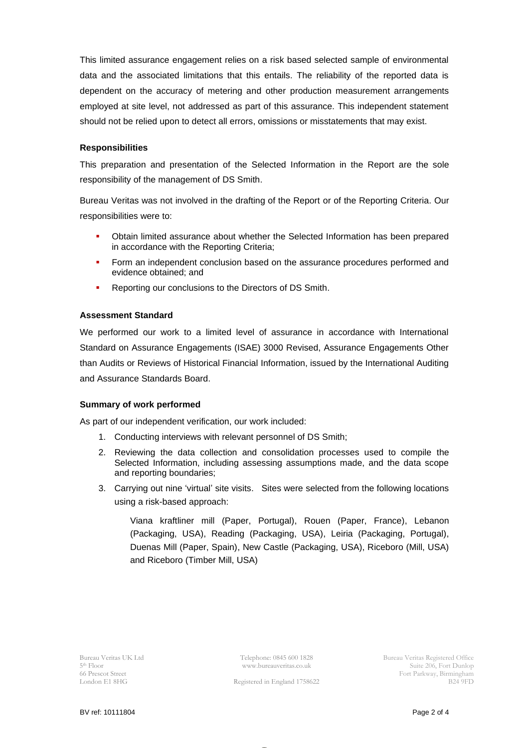This limited assurance engagement relies on a risk based selected sample of environmental data and the associated limitations that this entails. The reliability of the reported data is dependent on the accuracy of metering and other production measurement arrangements employed at site level, not addressed as part of this assurance. This independent statement should not be relied upon to detect all errors, omissions or misstatements that may exist.

**Responsibilities**

This preparation and presentation of the Selected Information in the Report are the sole responsibility of the management of DS Smith.

Bureau Veritas was not involved in the drafting of the Report or of the Reporting Criteria. Our responsibilities were to:

- Obtain limited assurance about whether the Selected Information has been prepared in accordance with the Reporting Criteria;
- Form an independent conclusion based on the assurance procedures performed and evidence obtained; and
- Reporting our conclusions to the Directors of DS Smith.

**Assessment Standard**

We performed our work to a limited level of assurance in accordance with International Standard on Assurance Engagements (ISAE) 3000 Revised, Assurance Engagements Other than Audits or Reviews of Historical Financial Information, issued by the International Auditing and Assurance Standards Board.

**Summary of work performed**

As part of our independent verification, our work included:

1. Conducting interviews with relevant personnel of DS Smith;
2. Reviewing the data collection and consolidation processes used to compile the Selected Information, including assessing assumptions made, and the data scope and reporting boundaries;
3. Carrying out nine 'virtual' site visits. Sites were selected from the following locations using a risk-based approach:

   Viana kraftliner mill (Paper, Portugal), Rouen (Paper, France), Lebanon (Packaging, USA), Reading (Packaging, USA), Leiria (Packaging, Portugal), Duenas Mill (Paper, Spain), New Castle (Packaging, USA), Riceboro (Mill, USA) and Riceboro (Timber Mill, USA)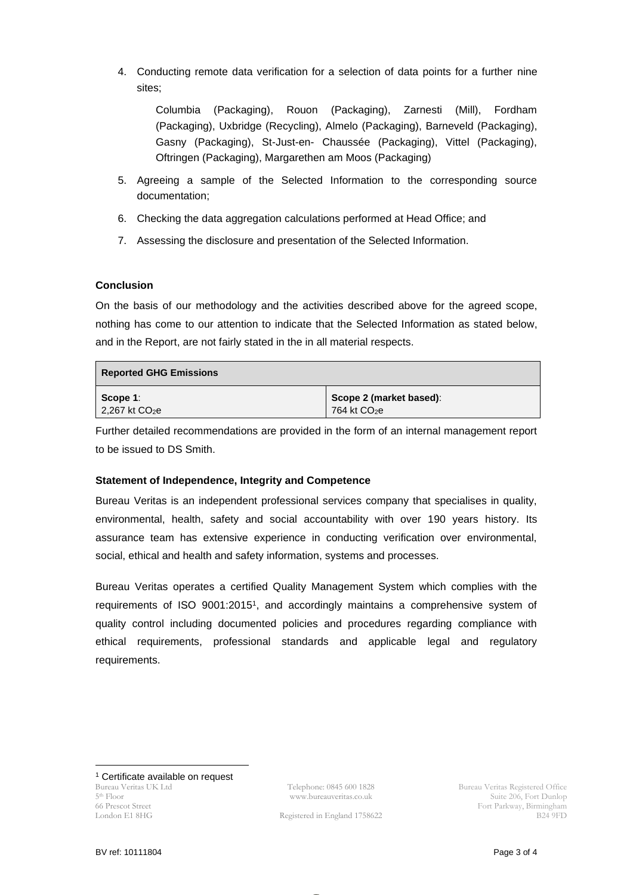4. Conducting remote data verification for a selection of data points for a further nine sites;

   Columbia (Packaging), Rouon (Packaging), Zarnesti (Mill), Fordham (Packaging), Uxbridge (Recycling), Almelo (Packaging), Barneveld (Packaging), Gasny (Packaging), St-Just-en- Chaussée (Packaging), Vittel (Packaging), Oftringen (Packaging), Margarethen am Moos (Packaging)

5. Agreeing a sample of the Selected Information to the corresponding source documentation;
6. Checking the data aggregation calculations performed at Head Office; and
7. Assessing the disclosure and presentation of the Selected Information.

**Conclusion**

On the basis of our methodology and the activities described above for the agreed scope, nothing has come to our attention to indicate that the Selected Information as stated below, and in the Report, are not fairly stated in the in all material respects.

| **Reported GHG Emissions** | |
|---|---|
| **Scope 1**: 2,267 kt $CO_2$e | **Scope 2 (market based)**: 764 kt $CO_2$e |

Further detailed recommendations are provided in the form of an internal management report to be issued to DS Smith.

**Statement of Independence, Integrity and Competence**

Bureau Veritas is an independent professional services company that specialises in quality, environmental, health, safety and social accountability with over 190 years history. Its assurance team has extensive experience in conducting verification over environmental, social, ethical and health and safety information, systems and processes.

Bureau Veritas operates a certified Quality Management System which complies with the requirements of ISO 9001:2015[1], and accordingly maintains a comprehensive system of quality control including documented policies and procedures regarding compliance with ethical requirements, professional standards and applicable legal and regulatory requirements.

[1] Certificate available on request

Bureau Veritas UK Ltd
5th Floor
66 Prescot Street
London E1 8HG

Telephone: 0845 600 1828
www.bureauveritas.co.uk

Registered in England 1758622

Bureau Veritas Registered Office
Suite 206, Fort Dunlop
Fort Parkway, Birmingham
B24 9FD

BV ref: 10111804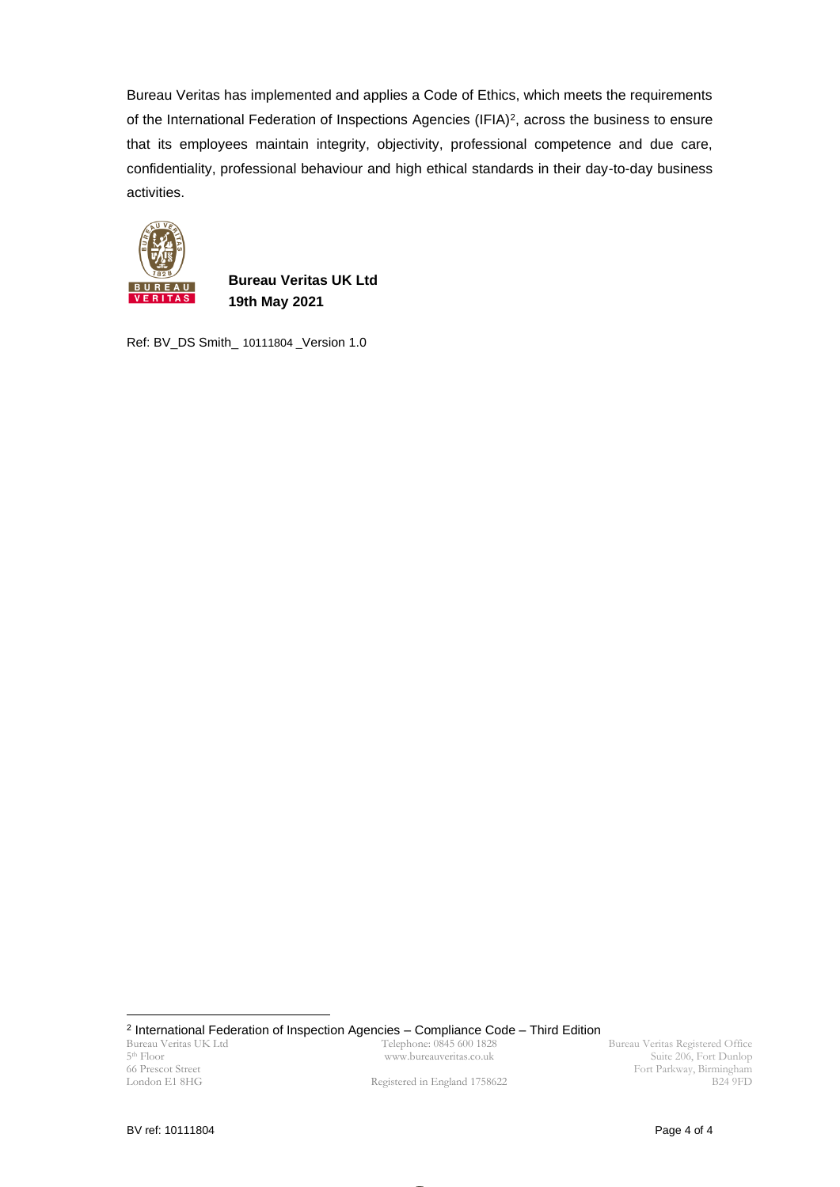Bureau Veritas has implemented and applies a Code of Ethics, which meets the requirements of the International Federation of Inspections Agencies (IFIA)[2], across the business to ensure that its employees maintain integrity, objectivity, professional competence and due care, confidentiality, professional behaviour and high ethical standards in their day-to-day business activities.

**Bureau Veritas UK Ltd**
**19th May 2021**

Ref: BV_DS Smith_ 10111804 _Version 1.0

[2] International Federation of Inspection Agencies – Compliance Code – Third Edition

Bureau Veritas UK Ltd
5th Floor
66 Prescot Street
London E1 8HG

Telephone: 0845 600 1828
www.bureauveritas.co.uk

Registered in England 1758622

Bureau Veritas Registered Office
Suite 206, Fort Dunlop
Fort Parkway, Birmingham
B24 9FD